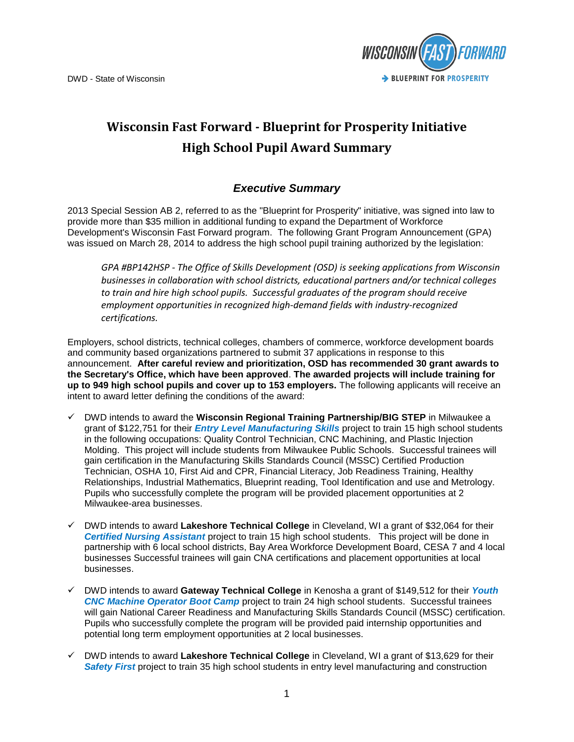# Wisconsin Fast Forward - Blueprint for Prosperity Initiative

## High School Pupil Award Summary

### *Executive Summary*

2013 Special Session AB 2, referred to as the "Blueprint for Prosperity" initiative, was signed into law to provide more than $35 million in additional funding to expand the Department of Workforce Development's Wisconsin Fast Forward program. The following Grant Program Announcement (GPA) was issued on March 28, 2014 to address the high school pupil training authorized by the legislation:

> *GPA #BP142HSP - The Office of Skills Development (OSD) is seeking applications from Wisconsin businesses in collaboration with school districts, educational partners and/or technical colleges to train and hire high school pupils. Successful graduates of the program should receive employment opportunities in recognized high-demand fields with industry-recognized certifications.*

Employers, school districts, technical colleges, chambers of commerce, workforce development boards and community based organizations partnered to submit 37 applications in response to this announcement. **After careful review and prioritization, OSD has recommended 30 grant awards to the Secretary's Office, which have been approved**. **The awarded projects will include training for up to 949 high school pupils and cover up to 153 employers.** The following applicants will receive an intent to award letter defining the conditions of the award:

- ✓ DWD intends to award the **Wisconsin Regional Training Partnership/BIG STEP** in Milwaukee a grant of $122,751 for their ***Entry Level Manufacturing Skills*** project to train 15 high school students in the following occupations: Quality Control Technician, CNC Machining, and Plastic Injection Molding. This project will include students from Milwaukee Public Schools. Successful trainees will gain certification in the Manufacturing Skills Standards Council (MSSC) Certified Production Technician, OSHA 10, First Aid and CPR, Financial Literacy, Job Readiness Training, Healthy Relationships, Industrial Mathematics, Blueprint reading, Tool Identification and use and Metrology. Pupils who successfully complete the program will be provided placement opportunities at 2 Milwaukee-area businesses.

- ✓ DWD intends to award **Lakeshore Technical College** in Cleveland, WI a grant of $32,064 for their ***Certified Nursing Assistant*** project to train 15 high school students. This project will be done in partnership with 6 local school districts, Bay Area Workforce Development Board, CESA 7 and 4 local businesses Successful trainees will gain CNA certifications and placement opportunities at local businesses.

- ✓ DWD intends to award **Gateway Technical College** in Kenosha a grant of $149,512 for their ***Youth CNC Machine Operator Boot Camp*** project to train 24 high school students. Successful trainees will gain National Career Readiness and Manufacturing Skills Standards Council (MSSC) certification. Pupils who successfully complete the program will be provided paid internship opportunities and potential long term employment opportunities at 2 local businesses.

- ✓ DWD intends to award **Lakeshore Technical College** in Cleveland, WI a grant of $13,629 for their ***Safety First*** project to train 35 high school students in entry level manufacturing and construction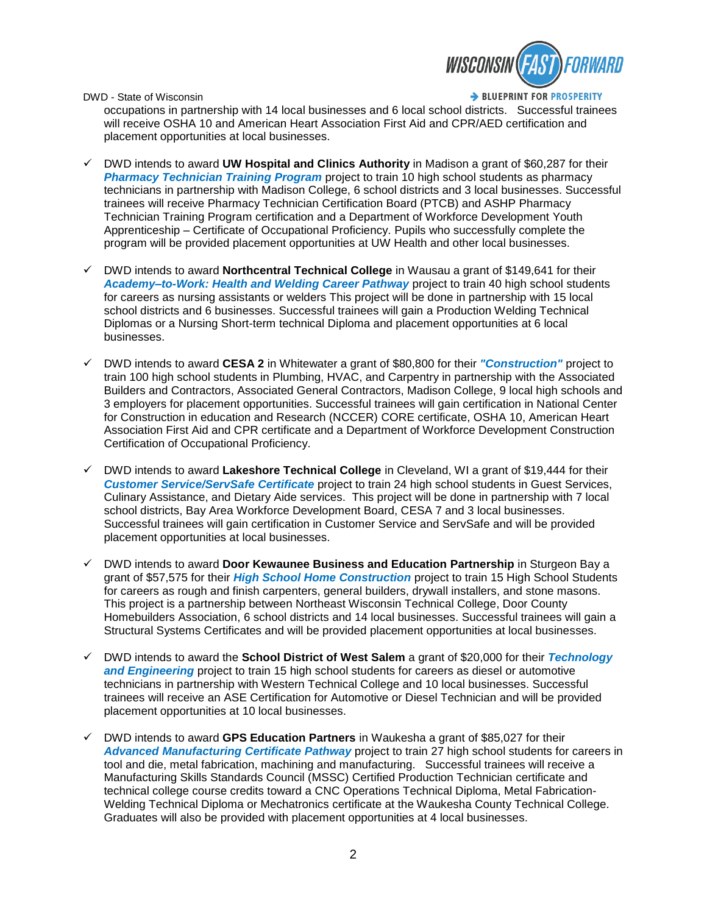occupations in partnership with 14 local businesses and 6 local school districts. Successful trainees will receive OSHA 10 and American Heart Association First Aid and CPR/AED certification and placement opportunities at local businesses.

- ✓ DWD intends to award **UW Hospital and Clinics Authority** in Madison a grant of $60,287 for their ***Pharmacy Technician Training Program*** project to train 10 high school students as pharmacy technicians in partnership with Madison College, 6 school districts and 3 local businesses. Successful trainees will receive Pharmacy Technician Certification Board (PTCB) and ASHP Pharmacy Technician Training Program certification and a Department of Workforce Development Youth Apprenticeship – Certificate of Occupational Proficiency. Pupils who successfully complete the program will be provided placement opportunities at UW Health and other local businesses.

- ✓ DWD intends to award **Northcentral Technical College** in Wausau a grant of $149,641 for their ***Academy–to-Work: Health and Welding Career Pathway*** project to train 40 high school students for careers as nursing assistants or welders This project will be done in partnership with 15 local school districts and 6 businesses. Successful trainees will gain a Production Welding Technical Diplomas or a Nursing Short-term technical Diploma and placement opportunities at 6 local businesses.

- ✓ DWD intends to award **CESA 2** in Whitewater a grant of $80,800 for their ***"Construction"*** project to train 100 high school students in Plumbing, HVAC, and Carpentry in partnership with the Associated Builders and Contractors, Associated General Contractors, Madison College, 9 local high schools and 3 employers for placement opportunities. Successful trainees will gain certification in National Center for Construction in education and Research (NCCER) CORE certificate, OSHA 10, American Heart Association First Aid and CPR certificate and a Department of Workforce Development Construction Certification of Occupational Proficiency.

- ✓ DWD intends to award **Lakeshore Technical College** in Cleveland, WI a grant of $19,444 for their ***Customer Service/ServSafe Certificate*** project to train 24 high school students in Guest Services, Culinary Assistance, and Dietary Aide services. This project will be done in partnership with 7 local school districts, Bay Area Workforce Development Board, CESA 7 and 3 local businesses. Successful trainees will gain certification in Customer Service and ServSafe and will be provided placement opportunities at local businesses.

- ✓ DWD intends to award **Door Kewaunee Business and Education Partnership** in Sturgeon Bay a grant of $57,575 for their ***High School Home Construction*** project to train 15 High School Students for careers as rough and finish carpenters, general builders, drywall installers, and stone masons. This project is a partnership between Northeast Wisconsin Technical College, Door County Homebuilders Association, 6 school districts and 14 local businesses. Successful trainees will gain a Structural Systems Certificates and will be provided placement opportunities at local businesses.

- ✓ DWD intends to award the **School District of West Salem** a grant of $20,000 for their ***Technology and Engineering*** project to train 15 high school students for careers as diesel or automotive technicians in partnership with Western Technical College and 10 local businesses. Successful trainees will receive an ASE Certification for Automotive or Diesel Technician and will be provided placement opportunities at 10 local businesses.

- ✓ DWD intends to award **GPS Education Partners** in Waukesha a grant of $85,027 for their ***Advanced Manufacturing Certificate Pathway*** project to train 27 high school students for careers in tool and die, metal fabrication, machining and manufacturing. Successful trainees will receive a Manufacturing Skills Standards Council (MSSC) Certified Production Technician certificate and technical college course credits toward a CNC Operations Technical Diploma, Metal Fabrication-Welding Technical Diploma or Mechatronics certificate at the Waukesha County Technical College. Graduates will also be provided with placement opportunities at 4 local businesses.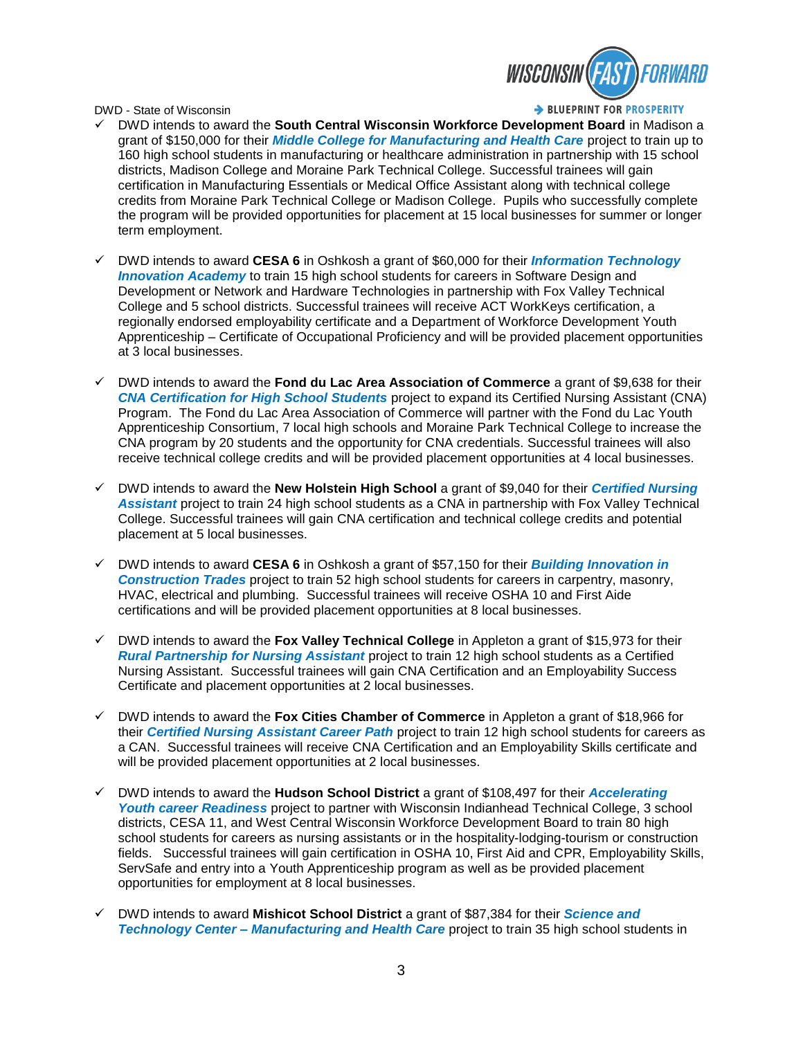- ✓ DWD intends to award the **South Central Wisconsin Workforce Development Board** in Madison a grant of $150,000 for their ***Middle College for Manufacturing and Health Care*** project to train up to 160 high school students in manufacturing or healthcare administration in partnership with 15 school districts, Madison College and Moraine Park Technical College. Successful trainees will gain certification in Manufacturing Essentials or Medical Office Assistant along with technical college credits from Moraine Park Technical College or Madison College. Pupils who successfully complete the program will be provided opportunities for placement at 15 local businesses for summer or longer term employment.

- ✓ DWD intends to award **CESA 6** in Oshkosh a grant of $60,000 for their ***Information Technology Innovation Academy*** to train 15 high school students for careers in Software Design and Development or Network and Hardware Technologies in partnership with Fox Valley Technical College and 5 school districts. Successful trainees will receive ACT WorkKeys certification, a regionally endorsed employability certificate and a Department of Workforce Development Youth Apprenticeship – Certificate of Occupational Proficiency and will be provided placement opportunities at 3 local businesses.

- ✓ DWD intends to award the **Fond du Lac Area Association of Commerce** a grant of $9,638 for their ***CNA Certification for High School Students*** project to expand its Certified Nursing Assistant (CNA) Program. The Fond du Lac Area Association of Commerce will partner with the Fond du Lac Youth Apprenticeship Consortium, 7 local high schools and Moraine Park Technical College to increase the CNA program by 20 students and the opportunity for CNA credentials. Successful trainees will also receive technical college credits and will be provided placement opportunities at 4 local businesses.

- ✓ DWD intends to award the **New Holstein High School** a grant of $9,040 for their ***Certified Nursing Assistant*** project to train 24 high school students as a CNA in partnership with Fox Valley Technical College. Successful trainees will gain CNA certification and technical college credits and potential placement at 5 local businesses.

- ✓ DWD intends to award **CESA 6** in Oshkosh a grant of $57,150 for their ***Building Innovation in Construction Trades*** project to train 52 high school students for careers in carpentry, masonry, HVAC, electrical and plumbing. Successful trainees will receive OSHA 10 and First Aide certifications and will be provided placement opportunities at 8 local businesses.

- ✓ DWD intends to award the **Fox Valley Technical College** in Appleton a grant of $15,973 for their ***Rural Partnership for Nursing Assistant*** project to train 12 high school students as a Certified Nursing Assistant. Successful trainees will gain CNA Certification and an Employability Success Certificate and placement opportunities at 2 local businesses.

- ✓ DWD intends to award the **Fox Cities Chamber of Commerce** in Appleton a grant of $18,966 for their ***Certified Nursing Assistant Career Path*** project to train 12 high school students for careers as a CAN. Successful trainees will receive CNA Certification and an Employability Skills certificate and will be provided placement opportunities at 2 local businesses.

- ✓ DWD intends to award the **Hudson School District** a grant of $108,497 for their ***Accelerating Youth career Readiness*** project to partner with Wisconsin Indianhead Technical College, 3 school districts, CESA 11, and West Central Wisconsin Workforce Development Board to train 80 high school students for careers as nursing assistants or in the hospitality-lodging-tourism or construction fields. Successful trainees will gain certification in OSHA 10, First Aid and CPR, Employability Skills, ServSafe and entry into a Youth Apprenticeship program as well as be provided placement opportunities for employment at 8 local businesses.

- ✓ DWD intends to award **Mishicot School District** a grant of $87,384 for their ***Science and Technology Center – Manufacturing and Health Care*** project to train 35 high school students in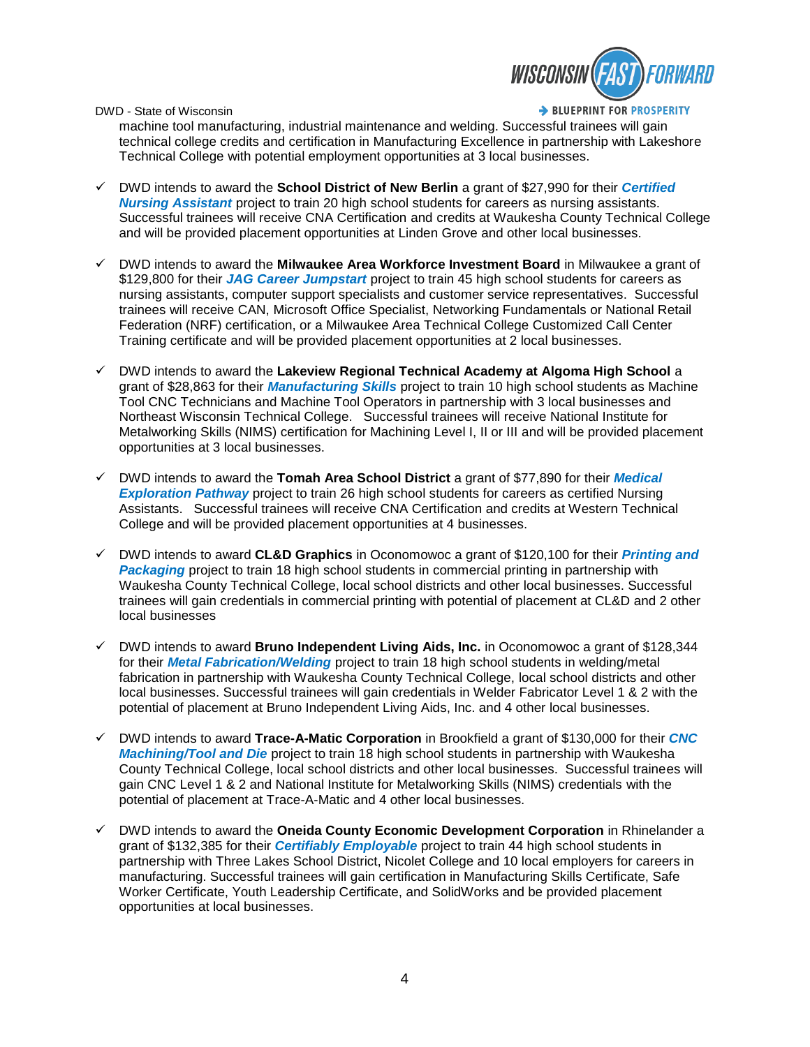machine tool manufacturing, industrial maintenance and welding. Successful trainees will gain technical college credits and certification in Manufacturing Excellence in partnership with Lakeshore Technical College with potential employment opportunities at 3 local businesses.

- ✓ DWD intends to award the **School District of New Berlin** a grant of $27,990 for their ***Certified Nursing Assistant*** project to train 20 high school students for careers as nursing assistants. Successful trainees will receive CNA Certification and credits at Waukesha County Technical College and will be provided placement opportunities at Linden Grove and other local businesses.

- ✓ DWD intends to award the **Milwaukee Area Workforce Investment Board** in Milwaukee a grant of $129,800 for their ***JAG Career Jumpstart*** project to train 45 high school students for careers as nursing assistants, computer support specialists and customer service representatives. Successful trainees will receive CAN, Microsoft Office Specialist, Networking Fundamentals or National Retail Federation (NRF) certification, or a Milwaukee Area Technical College Customized Call Center Training certificate and will be provided placement opportunities at 2 local businesses.

- ✓ DWD intends to award the **Lakeview Regional Technical Academy at Algoma High School** a grant of $28,863 for their ***Manufacturing Skills*** project to train 10 high school students as Machine Tool CNC Technicians and Machine Tool Operators in partnership with 3 local businesses and Northeast Wisconsin Technical College. Successful trainees will receive National Institute for Metalworking Skills (NIMS) certification for Machining Level I, II or III and will be provided placement opportunities at 3 local businesses.

- ✓ DWD intends to award the **Tomah Area School District** a grant of $77,890 for their ***Medical Exploration Pathway*** project to train 26 high school students for careers as certified Nursing Assistants. Successful trainees will receive CNA Certification and credits at Western Technical College and will be provided placement opportunities at 4 businesses.

- ✓ DWD intends to award **CL&D Graphics** in Oconomowoc a grant of $120,100 for their ***Printing and Packaging*** project to train 18 high school students in commercial printing in partnership with Waukesha County Technical College, local school districts and other local businesses. Successful trainees will gain credentials in commercial printing with potential of placement at CL&D and 2 other local businesses

- ✓ DWD intends to award **Bruno Independent Living Aids, Inc.** in Oconomowoc a grant of $128,344 for their ***Metal Fabrication/Welding*** project to train 18 high school students in welding/metal fabrication in partnership with Waukesha County Technical College, local school districts and other local businesses. Successful trainees will gain credentials in Welder Fabricator Level 1 & 2 with the potential of placement at Bruno Independent Living Aids, Inc. and 4 other local businesses.

- ✓ DWD intends to award **Trace-A-Matic Corporation** in Brookfield a grant of $130,000 for their ***CNC Machining/Tool and Die*** project to train 18 high school students in partnership with Waukesha County Technical College, local school districts and other local businesses. Successful trainees will gain CNC Level 1 & 2 and National Institute for Metalworking Skills (NIMS) credentials with the potential of placement at Trace-A-Matic and 4 other local businesses.

- ✓ DWD intends to award the **Oneida County Economic Development Corporation** in Rhinelander a grant of $132,385 for their ***Certifiably Employable*** project to train 44 high school students in partnership with Three Lakes School District, Nicolet College and 10 local employers for careers in manufacturing. Successful trainees will gain certification in Manufacturing Skills Certificate, Safe Worker Certificate, Youth Leadership Certificate, and SolidWorks and be provided placement opportunities at local businesses.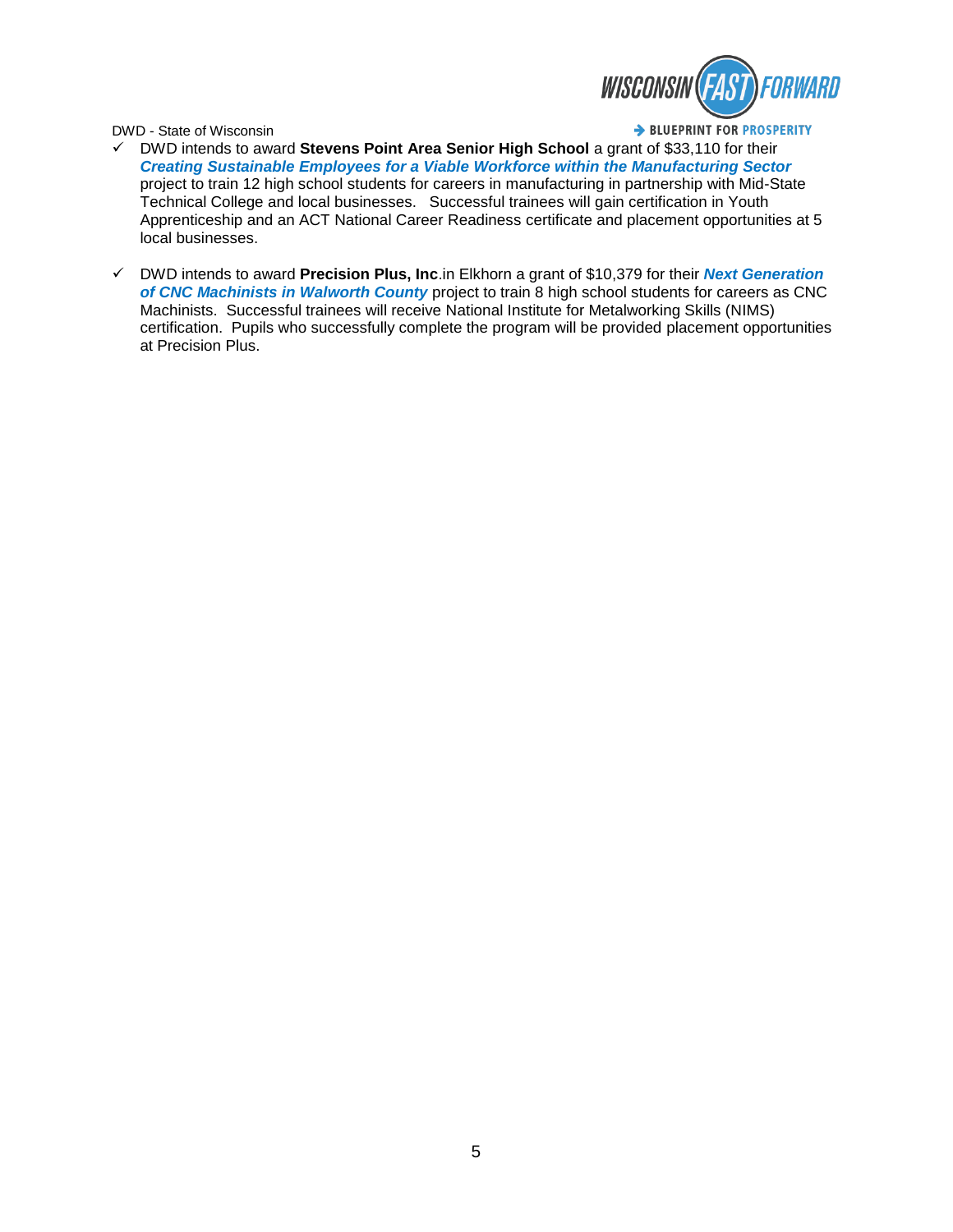- ✓ DWD intends to award **Stevens Point Area Senior High School** a grant of $33,110 for their ***Creating Sustainable Employees for a Viable Workforce within the Manufacturing Sector*** project to train 12 high school students for careers in manufacturing in partnership with Mid-State Technical College and local businesses. Successful trainees will gain certification in Youth Apprenticeship and an ACT National Career Readiness certificate and placement opportunities at 5 local businesses.

- ✓ DWD intends to award **Precision Plus, Inc**.in Elkhorn a grant of $10,379 for their ***Next Generation of CNC Machinists in Walworth County*** project to train 8 high school students for careers as CNC Machinists. Successful trainees will receive National Institute for Metalworking Skills (NIMS) certification. Pupils who successfully complete the program will be provided placement opportunities at Precision Plus.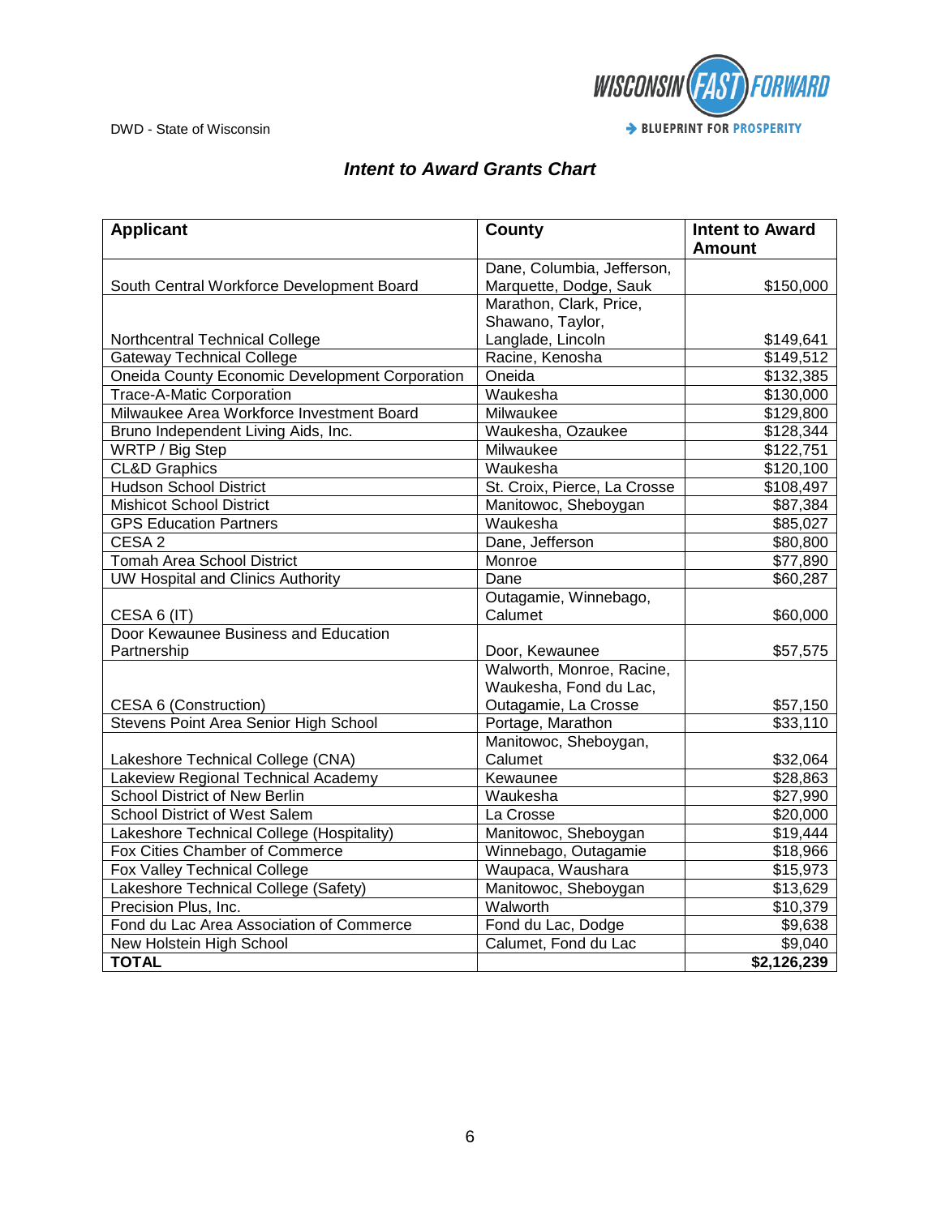DWD - State of Wisconsin

WISCONSIN FAST FORWARD
BLUEPRINT FOR PROSPERITY

## *Intent to Award Grants Chart*

| Applicant | County | Intent to Award Amount |
|---|---|---|
| South Central Workforce Development Board | Dane, Columbia, Jefferson, Marquette, Dodge, Sauk | $150,000 |
| Northcentral Technical College | Marathon, Clark, Price, Shawano, Taylor, Langlade, Lincoln | $149,641 |
| Gateway Technical College | Racine, Kenosha | $149,512 |
| Oneida County Economic Development Corporation | Oneida | $132,385 |
| Trace-A-Matic Corporation | Waukesha | $130,000 |
| Milwaukee Area Workforce Investment Board | Milwaukee | $129,800 |
| Bruno Independent Living Aids, Inc. | Waukesha, Ozaukee | $128,344 |
| WRTP / Big Step | Milwaukee | $122,751 |
| CL&D Graphics | Waukesha | $120,100 |
| Hudson School District | St. Croix, Pierce, La Crosse | $108,497 |
| Mishicot School District | Manitowoc, Sheboygan | $87,384 |
| GPS Education Partners | Waukesha | $85,027 |
| CESA 2 | Dane, Jefferson | $80,800 |
| Tomah Area School District | Monroe | $77,890 |
| UW Hospital and Clinics Authority | Dane | $60,287 |
| CESA 6 (IT) | Outagamie, Winnebago, Calumet | $60,000 |
| Door Kewaunee Business and Education Partnership | Door, Kewaunee | $57,575 |
| CESA 6 (Construction) | Walworth, Monroe, Racine, Waukesha, Fond du Lac, Outagamie, La Crosse | $57,150 |
| Stevens Point Area Senior High School | Portage, Marathon | $33,110 |
| Lakeshore Technical College (CNA) | Manitowoc, Sheboygan, Calumet | $32,064 |
| Lakeview Regional Technical Academy | Kewaunee | $28,863 |
| School District of New Berlin | Waukesha | $27,990 |
| School District of West Salem | La Crosse | $20,000 |
| Lakeshore Technical College (Hospitality) | Manitowoc, Sheboygan | $19,444 |
| Fox Cities Chamber of Commerce | Winnebago, Outagamie | $18,966 |
| Fox Valley Technical College | Waupaca, Waushara | $15,973 |
| Lakeshore Technical College (Safety) | Manitowoc, Sheboygan | $13,629 |
| Precision Plus, Inc. | Walworth | $10,379 |
| Fond du Lac Area Association of Commerce | Fond du Lac, Dodge | $9,638 |
| New Holstein High School | Calumet, Fond du Lac | $9,040 |
| **TOTAL** | | **$2,126,239** |